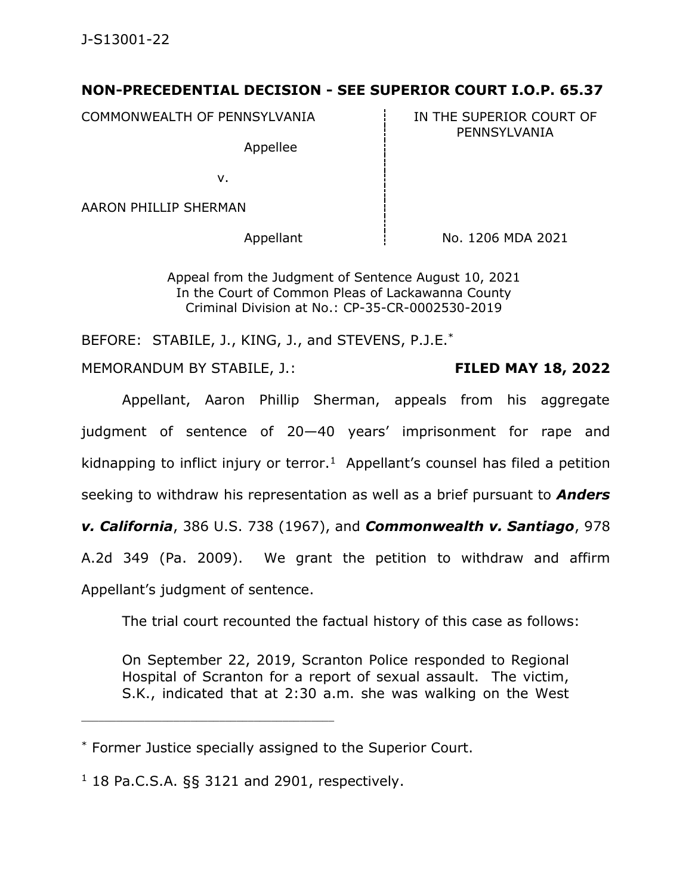J-S13001-22

**NON-PRECEDENTIAL DECISION - SEE SUPERIOR COURT I.O.P. 65.37**

| | |
|---|---|
| COMMONWEALTH OF PENNSYLVANIA<br><br>Appellee<br><br>v.<br><br>AARON PHILLIP SHERMAN<br><br>Appellant | IN THE SUPERIOR COURT OF PENNSYLVANIA<br><br><br><br><br><br><br>No. 1206 MDA 2021 |

Appeal from the Judgment of Sentence August 10, 2021
In the Court of Common Pleas of Lackawanna County
Criminal Division at No.: CP-35-CR-0002530-2019

BEFORE: STABILE, J., KING, J., and STEVENS, P.J.E.*

MEMORANDUM BY STABILE, J.: **FILED MAY 18, 2022**

Appellant, Aaron Phillip Sherman, appeals from his aggregate judgment of sentence of 20—40 years' imprisonment for rape and kidnapping to inflict injury or terror.[1] Appellant's counsel has filed a petition seeking to withdraw his representation as well as a brief pursuant to ***Anders v. California***, 386 U.S. 738 (1967), and ***Commonwealth v. Santiago***, 978 A.2d 349 (Pa. 2009). We grant the petition to withdraw and affirm Appellant's judgment of sentence.

The trial court recounted the factual history of this case as follows:

> On September 22, 2019, Scranton Police responded to Regional Hospital of Scranton for a report of sexual assault. The victim, S.K., indicated that at 2:30 a.m. she was walking on the West

---

* Former Justice specially assigned to the Superior Court.

[1] 18 Pa.C.S.A. §§ 3121 and 2901, respectively.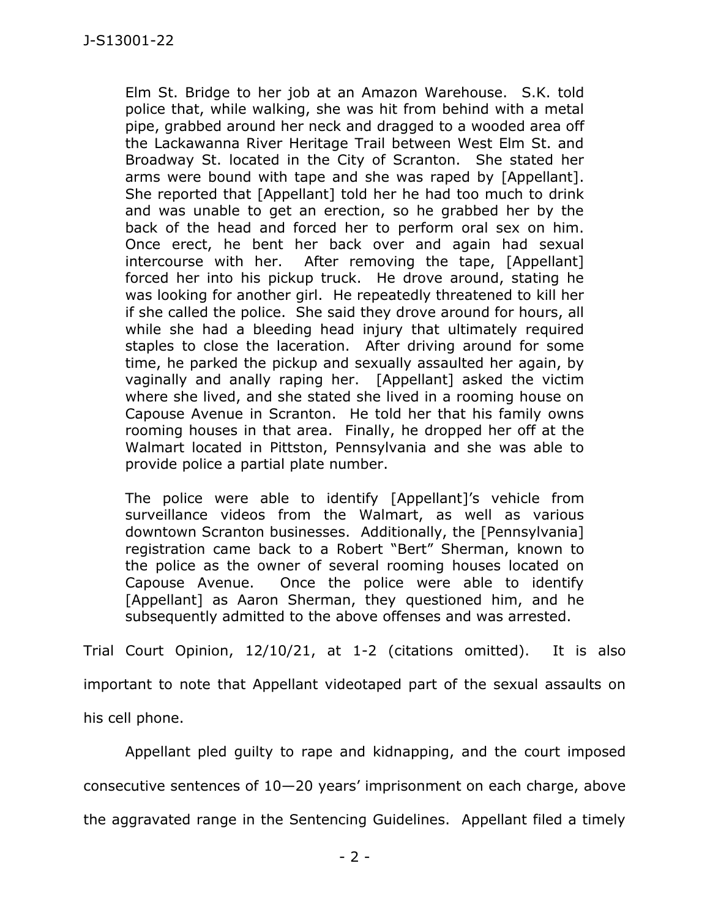> Elm St. Bridge to her job at an Amazon Warehouse. S.K. told police that, while walking, she was hit from behind with a metal pipe, grabbed around her neck and dragged to a wooded area off the Lackawanna River Heritage Trail between West Elm St. and Broadway St. located in the City of Scranton. She stated her arms were bound with tape and she was raped by [Appellant]. She reported that [Appellant] told her he had too much to drink and was unable to get an erection, so he grabbed her by the back of the head and forced her to perform oral sex on him. Once erect, he bent her back over and again had sexual intercourse with her. After removing the tape, [Appellant] forced her into his pickup truck. He drove around, stating he was looking for another girl. He repeatedly threatened to kill her if she called the police. She said they drove around for hours, all while she had a bleeding head injury that ultimately required staples to close the laceration. After driving around for some time, he parked the pickup and sexually assaulted her again, by vaginally and anally raping her. [Appellant] asked the victim where she lived, and she stated she lived in a rooming house on Capouse Avenue in Scranton. He told her that his family owns rooming houses in that area. Finally, he dropped her off at the Walmart located in Pittston, Pennsylvania and she was able to provide police a partial plate number.
>
> The police were able to identify [Appellant]'s vehicle from surveillance videos from the Walmart, as well as various downtown Scranton businesses. Additionally, the [Pennsylvania] registration came back to a Robert "Bert" Sherman, known to the police as the owner of several rooming houses located on Capouse Avenue. Once the police were able to identify [Appellant] as Aaron Sherman, they questioned him, and he subsequently admitted to the above offenses and was arrested.

Trial Court Opinion, 12/10/21, at 1-2 (citations omitted). It is also important to note that Appellant videotaped part of the sexual assaults on his cell phone.

Appellant pled guilty to rape and kidnapping, and the court imposed consecutive sentences of 10—20 years' imprisonment on each charge, above the aggravated range in the Sentencing Guidelines. Appellant filed a timely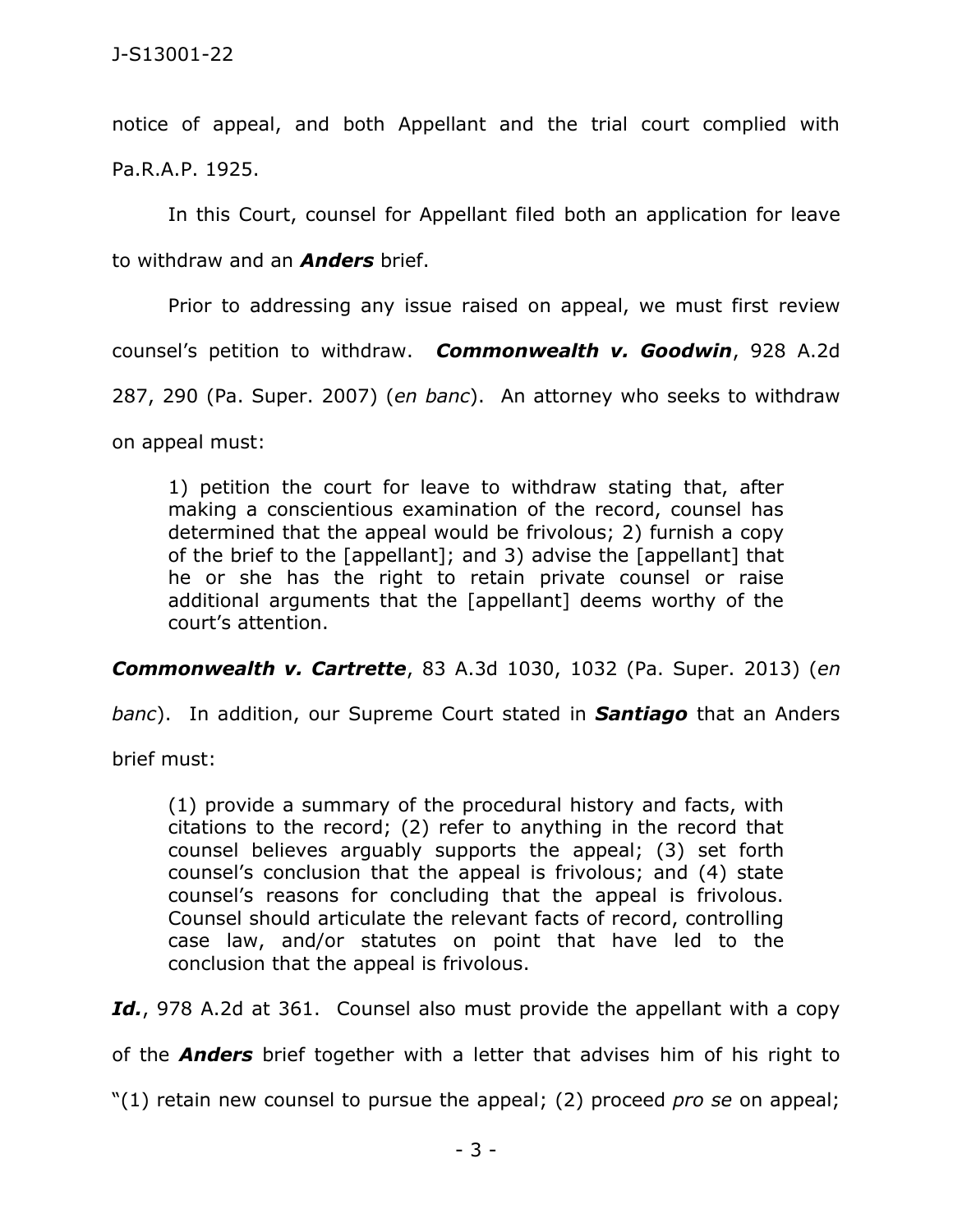notice of appeal, and both Appellant and the trial court complied with Pa.R.A.P. 1925.

In this Court, counsel for Appellant filed both an application for leave to withdraw and an ***Anders*** brief.

Prior to addressing any issue raised on appeal, we must first review counsel's petition to withdraw. ***Commonwealth v. Goodwin***, 928 A.2d 287, 290 (Pa. Super. 2007) (*en banc*). An attorney who seeks to withdraw on appeal must:

> 1) petition the court for leave to withdraw stating that, after making a conscientious examination of the record, counsel has determined that the appeal would be frivolous; 2) furnish a copy of the brief to the [appellant]; and 3) advise the [appellant] that he or she has the right to retain private counsel or raise additional arguments that the [appellant] deems worthy of the court's attention.

***Commonwealth v. Cartrette***, 83 A.3d 1030, 1032 (Pa. Super. 2013) (*en banc*). In addition, our Supreme Court stated in ***Santiago*** that an Anders brief must:

> (1) provide a summary of the procedural history and facts, with citations to the record; (2) refer to anything in the record that counsel believes arguably supports the appeal; (3) set forth counsel's conclusion that the appeal is frivolous; and (4) state counsel's reasons for concluding that the appeal is frivolous. Counsel should articulate the relevant facts of record, controlling case law, and/or statutes on point that have led to the conclusion that the appeal is frivolous.

***Id.***, 978 A.2d at 361. Counsel also must provide the appellant with a copy of the ***Anders*** brief together with a letter that advises him of his right to "(1) retain new counsel to pursue the appeal; (2) proceed *pro se* on appeal;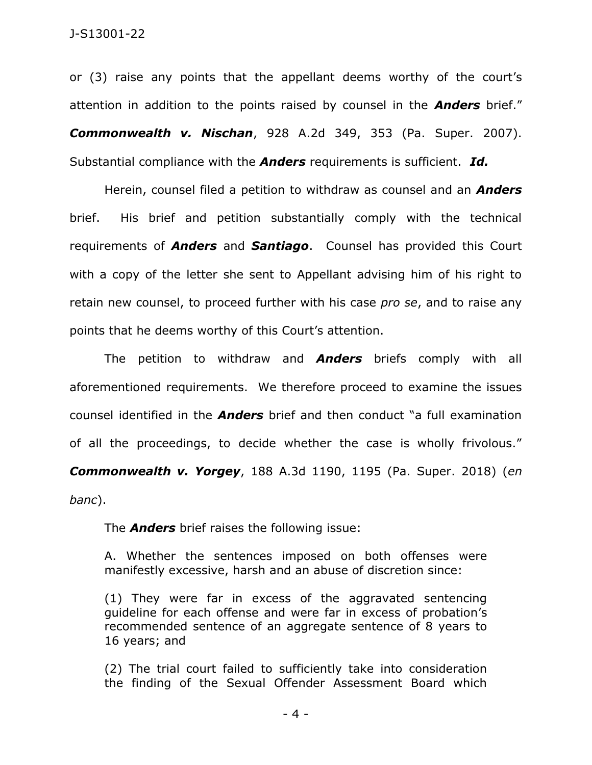or (3) raise any points that the appellant deems worthy of the court's attention in addition to the points raised by counsel in the ***Anders*** brief." ***Commonwealth v. Nischan***, 928 A.2d 349, 353 (Pa. Super. 2007). Substantial compliance with the ***Anders*** requirements is sufficient. ***Id.***

Herein, counsel filed a petition to withdraw as counsel and an ***Anders*** brief. His brief and petition substantially comply with the technical requirements of ***Anders*** and ***Santiago***. Counsel has provided this Court with a copy of the letter she sent to Appellant advising him of his right to retain new counsel, to proceed further with his case *pro se*, and to raise any points that he deems worthy of this Court's attention.

The petition to withdraw and ***Anders*** briefs comply with all aforementioned requirements. We therefore proceed to examine the issues counsel identified in the ***Anders*** brief and then conduct "a full examination of all the proceedings, to decide whether the case is wholly frivolous." ***Commonwealth v. Yorgey***, 188 A.3d 1190, 1195 (Pa. Super. 2018) (*en banc*).

The ***Anders*** brief raises the following issue:

> A. Whether the sentences imposed on both offenses were manifestly excessive, harsh and an abuse of discretion since:
>
> (1) They were far in excess of the aggravated sentencing guideline for each offense and were far in excess of probation's recommended sentence of an aggregate sentence of 8 years to 16 years; and
>
> (2) The trial court failed to sufficiently take into consideration the finding of the Sexual Offender Assessment Board which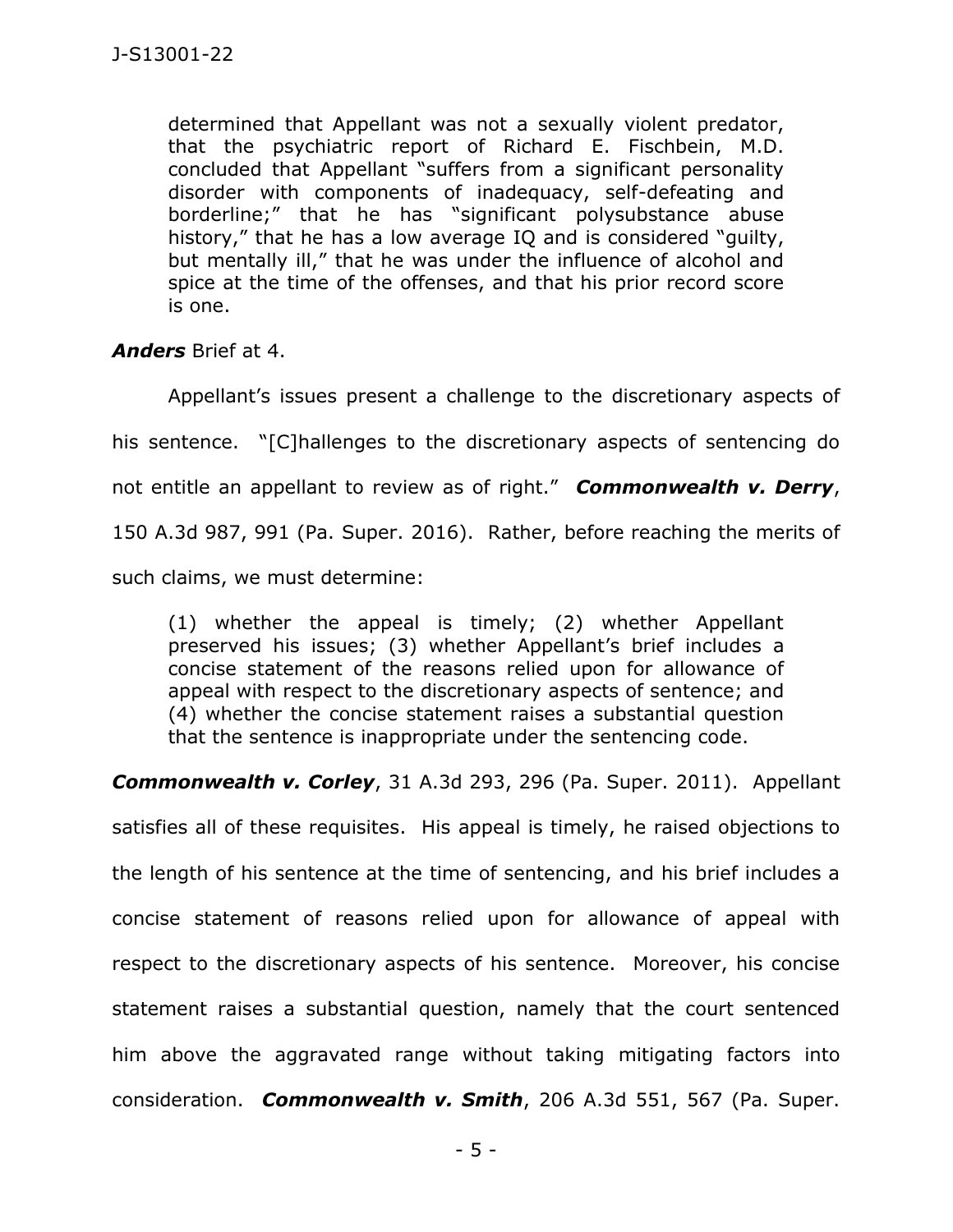> determined that Appellant was not a sexually violent predator, that the psychiatric report of Richard E. Fischbein, M.D. concluded that Appellant "suffers from a significant personality disorder with components of inadequacy, self-defeating and borderline;" that he has "significant polysubstance abuse history," that he has a low average IQ and is considered "guilty, but mentally ill," that he was under the influence of alcohol and spice at the time of the offenses, and that his prior record score is one.

***Anders*** Brief at 4.

Appellant's issues present a challenge to the discretionary aspects of his sentence. "[C]hallenges to the discretionary aspects of sentencing do not entitle an appellant to review as of right." ***Commonwealth v. Derry***, 150 A.3d 987, 991 (Pa. Super. 2016). Rather, before reaching the merits of such claims, we must determine:

> (1) whether the appeal is timely; (2) whether Appellant preserved his issues; (3) whether Appellant's brief includes a concise statement of the reasons relied upon for allowance of appeal with respect to the discretionary aspects of sentence; and (4) whether the concise statement raises a substantial question that the sentence is inappropriate under the sentencing code.

***Commonwealth v. Corley***, 31 A.3d 293, 296 (Pa. Super. 2011). Appellant satisfies all of these requisites. His appeal is timely, he raised objections to the length of his sentence at the time of sentencing, and his brief includes a concise statement of reasons relied upon for allowance of appeal with respect to the discretionary aspects of his sentence. Moreover, his concise statement raises a substantial question, namely that the court sentenced him above the aggravated range without taking mitigating factors into consideration. ***Commonwealth v. Smith***, 206 A.3d 551, 567 (Pa. Super.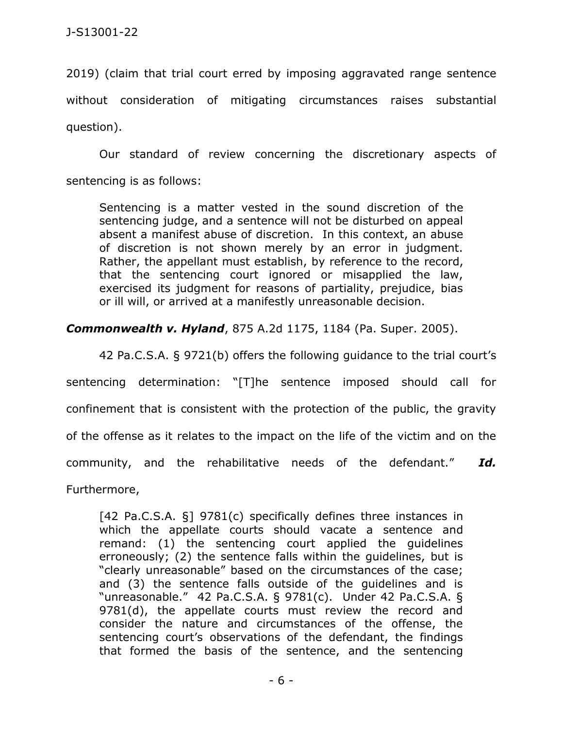2019) (claim that trial court erred by imposing aggravated range sentence without consideration of mitigating circumstances raises substantial question).

Our standard of review concerning the discretionary aspects of sentencing is as follows:

> Sentencing is a matter vested in the sound discretion of the sentencing judge, and a sentence will not be disturbed on appeal absent a manifest abuse of discretion. In this context, an abuse of discretion is not shown merely by an error in judgment. Rather, the appellant must establish, by reference to the record, that the sentencing court ignored or misapplied the law, exercised its judgment for reasons of partiality, prejudice, bias or ill will, or arrived at a manifestly unreasonable decision.

***Commonwealth v. Hyland***, 875 A.2d 1175, 1184 (Pa. Super. 2005).

42 Pa.C.S.A. § 9721(b) offers the following guidance to the trial court's sentencing determination: "[T]he sentence imposed should call for confinement that is consistent with the protection of the public, the gravity of the offense as it relates to the impact on the life of the victim and on the community, and the rehabilitative needs of the defendant." ***Id.*** Furthermore,

> [42 Pa.C.S.A. §] 9781(c) specifically defines three instances in which the appellate courts should vacate a sentence and remand: (1) the sentencing court applied the guidelines erroneously; (2) the sentence falls within the guidelines, but is "clearly unreasonable" based on the circumstances of the case; and (3) the sentence falls outside of the guidelines and is "unreasonable." 42 Pa.C.S.A. § 9781(c). Under 42 Pa.C.S.A. § 9781(d), the appellate courts must review the record and consider the nature and circumstances of the offense, the sentencing court's observations of the defendant, the findings that formed the basis of the sentence, and the sentencing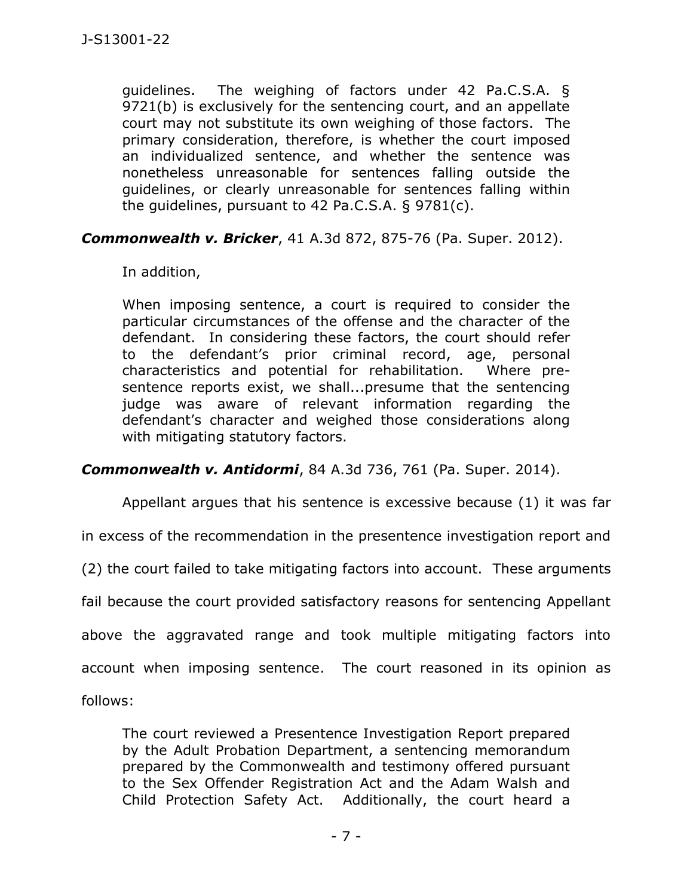> guidelines. The weighing of factors under 42 Pa.C.S.A. § 9721(b) is exclusively for the sentencing court, and an appellate court may not substitute its own weighing of those factors. The primary consideration, therefore, is whether the court imposed an individualized sentence, and whether the sentence was nonetheless unreasonable for sentences falling outside the guidelines, or clearly unreasonable for sentences falling within the guidelines, pursuant to 42 Pa.C.S.A. § 9781(c).

***Commonwealth v. Bricker***, 41 A.3d 872, 875-76 (Pa. Super. 2012).

In addition,

> When imposing sentence, a court is required to consider the particular circumstances of the offense and the character of the defendant. In considering these factors, the court should refer to the defendant's prior criminal record, age, personal characteristics and potential for rehabilitation. Where pre-sentence reports exist, we shall...presume that the sentencing judge was aware of relevant information regarding the defendant's character and weighed those considerations along with mitigating statutory factors.

***Commonwealth v. Antidormi***, 84 A.3d 736, 761 (Pa. Super. 2014).

Appellant argues that his sentence is excessive because (1) it was far in excess of the recommendation in the presentence investigation report and (2) the court failed to take mitigating factors into account. These arguments fail because the court provided satisfactory reasons for sentencing Appellant above the aggravated range and took multiple mitigating factors into account when imposing sentence. The court reasoned in its opinion as follows:

> The court reviewed a Presentence Investigation Report prepared by the Adult Probation Department, a sentencing memorandum prepared by the Commonwealth and testimony offered pursuant to the Sex Offender Registration Act and the Adam Walsh and Child Protection Safety Act. Additionally, the court heard a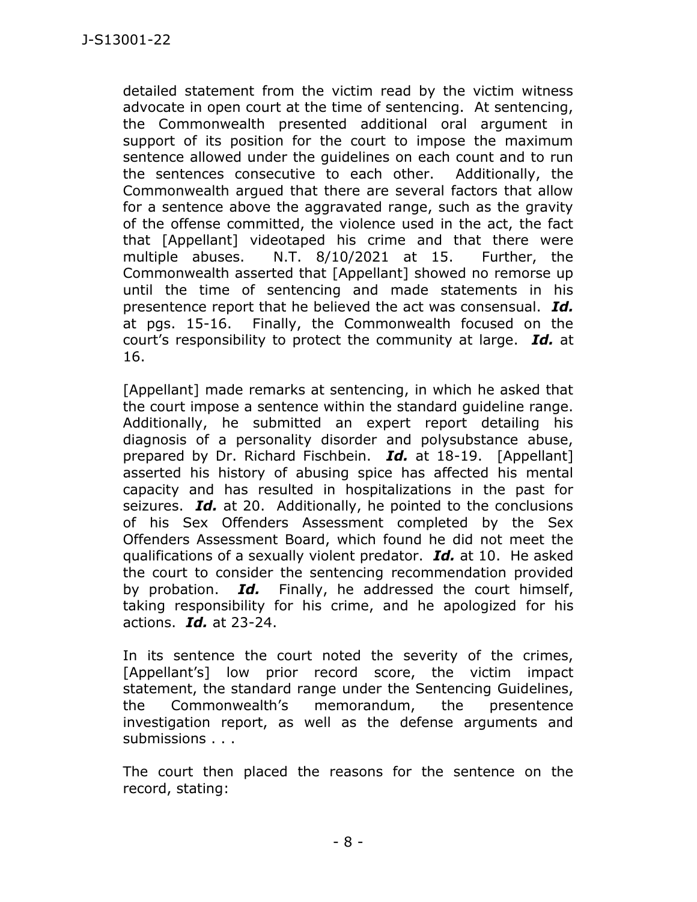detailed statement from the victim read by the victim witness advocate in open court at the time of sentencing. At sentencing, the Commonwealth presented additional oral argument in support of its position for the court to impose the maximum sentence allowed under the guidelines on each count and to run the sentences consecutive to each other. Additionally, the Commonwealth argued that there are several factors that allow for a sentence above the aggravated range, such as the gravity of the offense committed, the violence used in the act, the fact that [Appellant] videotaped his crime and that there were multiple abuses. N.T. 8/10/2021 at 15. Further, the Commonwealth asserted that [Appellant] showed no remorse up until the time of sentencing and made statements in his presentence report that he believed the act was consensual. ***Id.*** at pgs. 15-16. Finally, the Commonwealth focused on the court's responsibility to protect the community at large. ***Id.*** at 16.

[Appellant] made remarks at sentencing, in which he asked that the court impose a sentence within the standard guideline range. Additionally, he submitted an expert report detailing his diagnosis of a personality disorder and polysubstance abuse, prepared by Dr. Richard Fischbein. ***Id.*** at 18-19. [Appellant] asserted his history of abusing spice has affected his mental capacity and has resulted in hospitalizations in the past for seizures. ***Id.*** at 20. Additionally, he pointed to the conclusions of his Sex Offenders Assessment completed by the Sex Offenders Assessment Board, which found he did not meet the qualifications of a sexually violent predator. ***Id.*** at 10. He asked the court to consider the sentencing recommendation provided by probation. ***Id.*** Finally, he addressed the court himself, taking responsibility for his crime, and he apologized for his actions. ***Id.*** at 23-24.

In its sentence the court noted the severity of the crimes, [Appellant's] low prior record score, the victim impact statement, the standard range under the Sentencing Guidelines, the Commonwealth's memorandum, the presentence investigation report, as well as the defense arguments and submissions . . .

The court then placed the reasons for the sentence on the record, stating: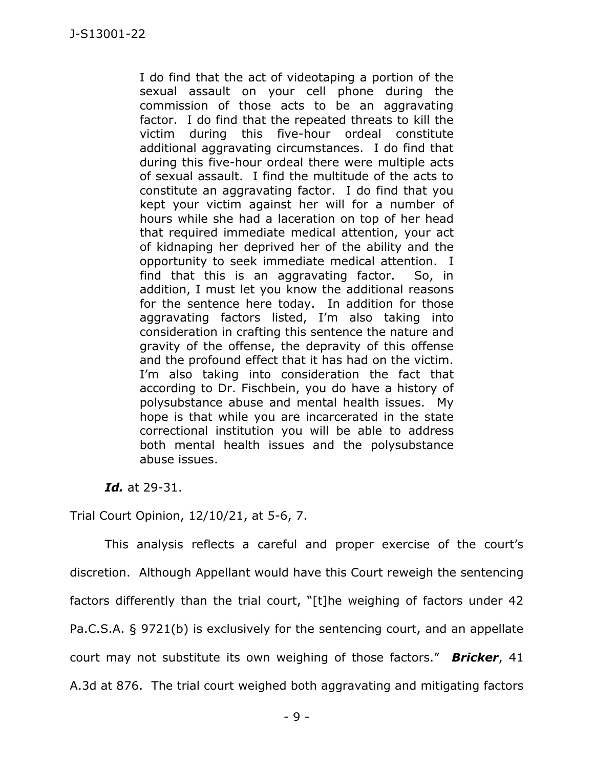> I do find that the act of videotaping a portion of the sexual assault on your cell phone during the commission of those acts to be an aggravating factor. I do find that the repeated threats to kill the victim during this five-hour ordeal constitute additional aggravating circumstances. I do find that during this five-hour ordeal there were multiple acts of sexual assault. I find the multitude of the acts to constitute an aggravating factor. I do find that you kept your victim against her will for a number of hours while she had a laceration on top of her head that required immediate medical attention, your act of kidnaping her deprived her of the ability and the opportunity to seek immediate medical attention. I find that this is an aggravating factor. So, in addition, I must let you know the additional reasons for the sentence here today. In addition for those aggravating factors listed, I'm also taking into consideration in crafting this sentence the nature and gravity of the offense, the depravity of this offense and the profound effect that it has had on the victim. I'm also taking into consideration the fact that according to Dr. Fischbein, you do have a history of polysubstance abuse and mental health issues. My hope is that while you are incarcerated in the state correctional institution you will be able to address both mental health issues and the polysubstance abuse issues.

***Id.*** at 29-31.

Trial Court Opinion, 12/10/21, at 5-6, 7.

This analysis reflects a careful and proper exercise of the court's discretion. Although Appellant would have this Court reweigh the sentencing factors differently than the trial court, "[t]he weighing of factors under 42 Pa.C.S.A. § 9721(b) is exclusively for the sentencing court, and an appellate court may not substitute its own weighing of those factors." ***Bricker***, 41 A.3d at 876. The trial court weighed both aggravating and mitigating factors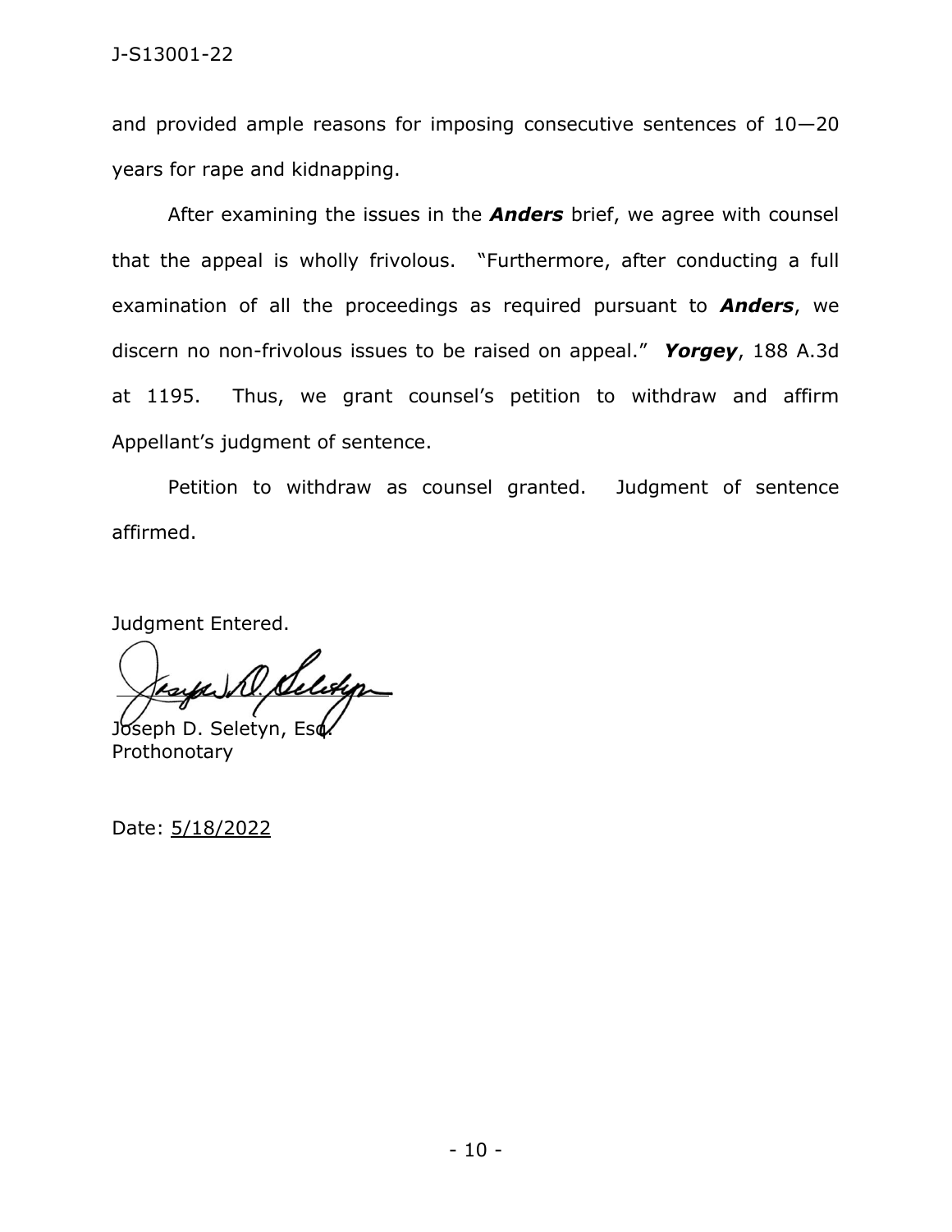and provided ample reasons for imposing consecutive sentences of 10—20 years for rape and kidnapping.

After examining the issues in the ***Anders*** brief, we agree with counsel that the appeal is wholly frivolous. "Furthermore, after conducting a full examination of all the proceedings as required pursuant to ***Anders***, we discern no non-frivolous issues to be raised on appeal." ***Yorgey***, 188 A.3d at 1195. Thus, we grant counsel's petition to withdraw and affirm Appellant's judgment of sentence.

Petition to withdraw as counsel granted. Judgment of sentence affirmed.

Judgment Entered.

Joseph D. Seletyn, Esq.
Prothonotary

Date: 5/18/2022